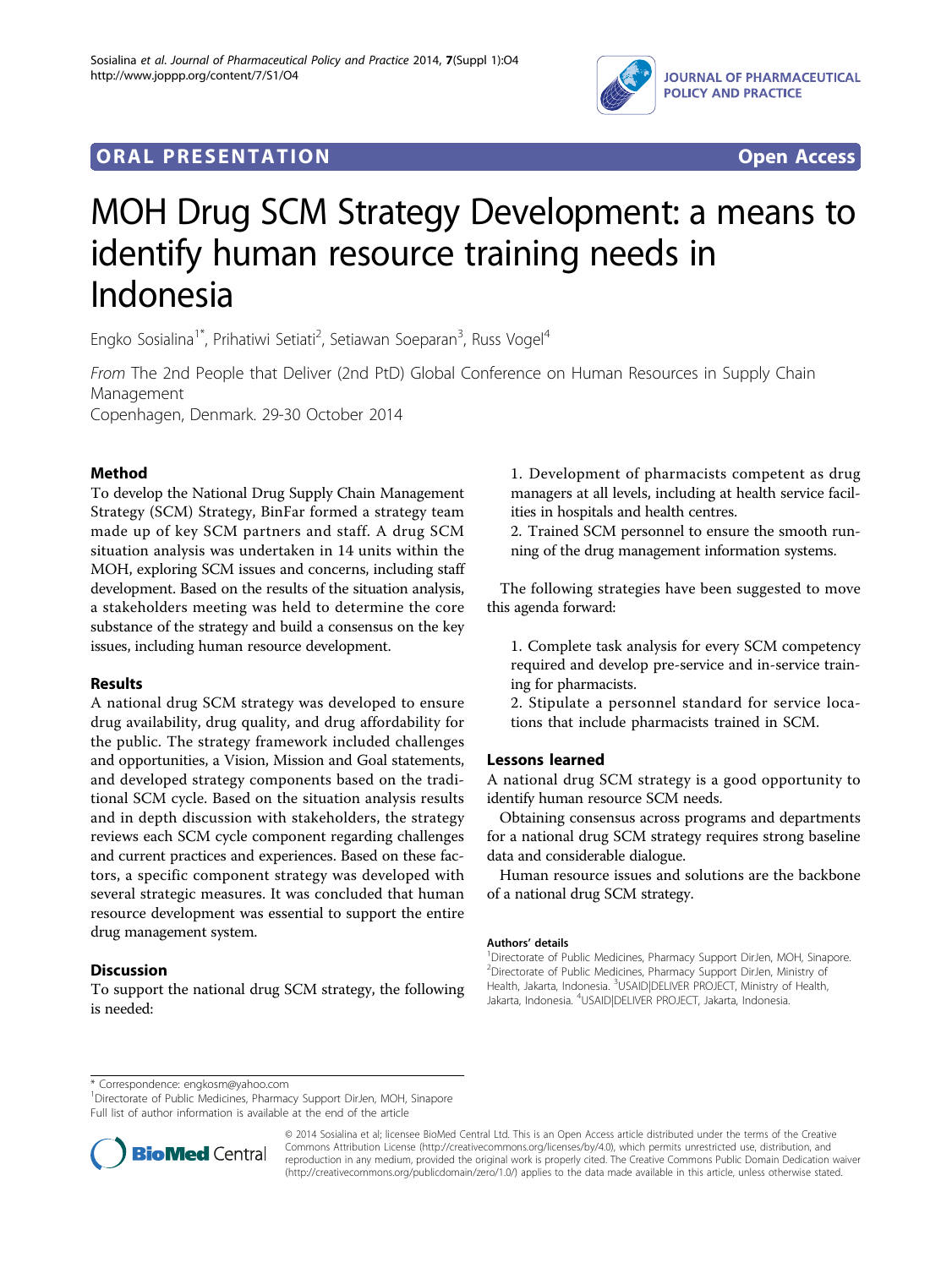ORAL PRESENTATION Open Access

# MOH Drug SCM Strategy Development: a means to identify human resource training needs in Indonesia

Engko Sosialina[1*], Prihatiwi Setiati[2], Setiawan Soeparan[3], Russ Vogel[4]

*From* The 2nd People that Deliver (2nd PtD) Global Conference on Human Resources in Supply Chain Management
Copenhagen, Denmark. 29-30 October 2014

## Method

To develop the National Drug Supply Chain Management Strategy (SCM) Strategy, BinFar formed a strategy team made up of key SCM partners and staff. A drug SCM situation analysis was undertaken in 14 units within the MOH, exploring SCM issues and concerns, including staff development. Based on the results of the situation analysis, a stakeholders meeting was held to determine the core substance of the strategy and build a consensus on the key issues, including human resource development.

## Results

A national drug SCM strategy was developed to ensure drug availability, drug quality, and drug affordability for the public. The strategy framework included challenges and opportunities, a Vision, Mission and Goal statements, and developed strategy components based on the traditional SCM cycle. Based on the situation analysis results and in depth discussion with stakeholders, the strategy reviews each SCM cycle component regarding challenges and current practices and experiences. Based on these factors, a specific component strategy was developed with several strategic measures. It was concluded that human resource development was essential to support the entire drug management system.

## Discussion

To support the national drug SCM strategy, the following is needed:

1. Development of pharmacists competent as drug managers at all levels, including at health service facilities in hospitals and health centres.
2. Trained SCM personnel to ensure the smooth running of the drug management information systems.

The following strategies have been suggested to move this agenda forward:

1. Complete task analysis for every SCM competency required and develop pre-service and in-service training for pharmacists.
2. Stipulate a personnel standard for service locations that include pharmacists trained in SCM.

## Lessons learned

A national drug SCM strategy is a good opportunity to identify human resource SCM needs.

Obtaining consensus across programs and departments for a national drug SCM strategy requires strong baseline data and considerable dialogue.

Human resource issues and solutions are the backbone of a national drug SCM strategy.

### Authors' details

[1]Directorate of Public Medicines, Pharmacy Support DirJen, MOH, Sinapore. [2]Directorate of Public Medicines, Pharmacy Support DirJen, Ministry of Health, Jakarta, Indonesia. [3]USAID|DELIVER PROJECT, Ministry of Health, Jakarta, Indonesia. [4]USAID|DELIVER PROJECT, Jakarta, Indonesia.

\* Correspondence: engkosm@yahoo.com
[1]Directorate of Public Medicines, Pharmacy Support DirJen, MOH, Sinapore
Full list of author information is available at the end of the article

© 2014 Sosialina et al; licensee BioMed Central Ltd. This is an Open Access article distributed under the terms of the Creative Commons Attribution License (http://creativecommons.org/licenses/by/4.0), which permits unrestricted use, distribution, and reproduction in any medium, provided the original work is properly cited. The Creative Commons Public Domain Dedication waiver (http://creativecommons.org/publicdomain/zero/1.0/) applies to the data made available in this article, unless otherwise stated.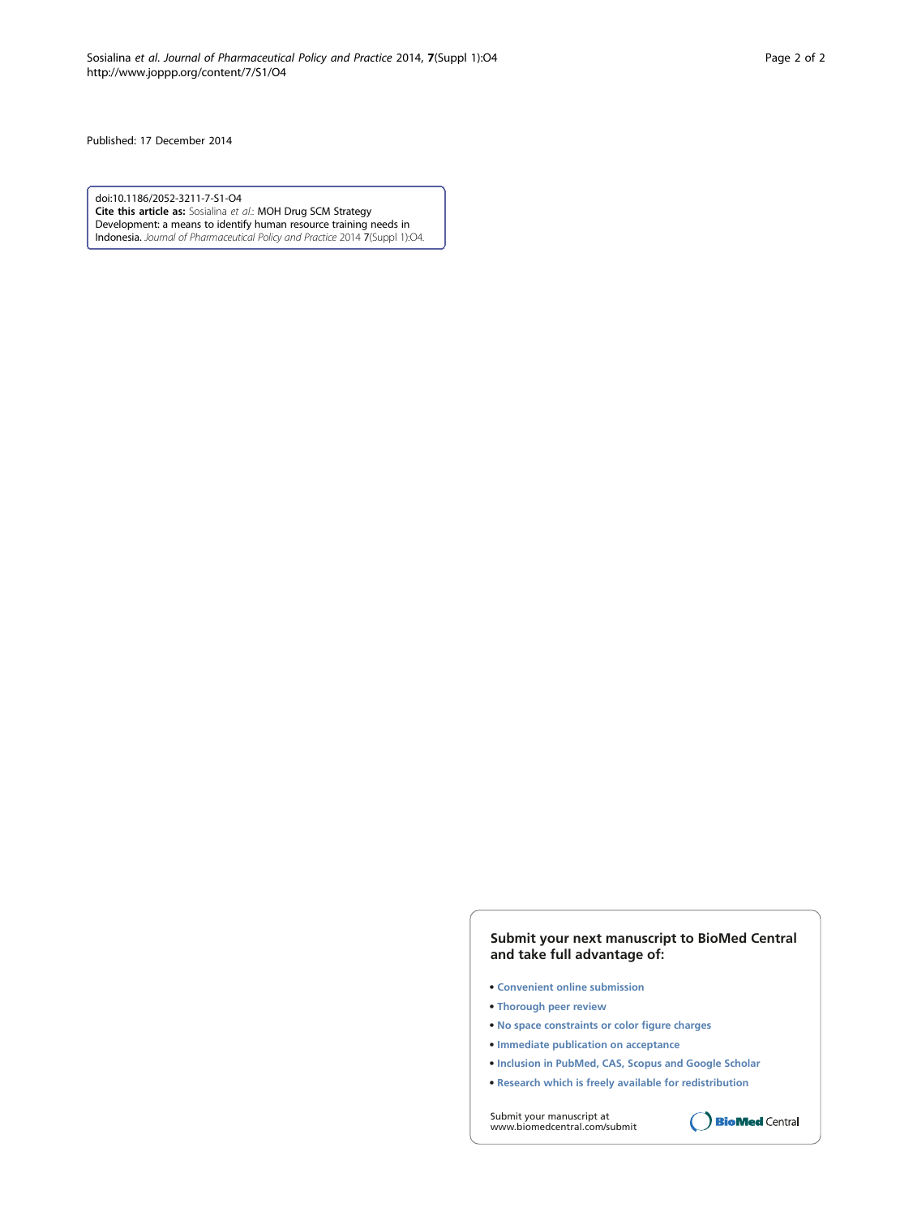Published: 17 December 2014

doi:10.1186/2052-3211-7-S1-O4
**Cite this article as:** Sosialina *et al.*: MOH Drug SCM Strategy Development: a means to identify human resource training needs in Indonesia. *Journal of Pharmaceutical Policy and Practice* 2014 **7**(Suppl 1):O4.

**Submit your next manuscript to BioMed Central and take full advantage of:**

- Convenient online submission
- Thorough peer review
- No space constraints or color figure charges
- Immediate publication on acceptance
- Inclusion in PubMed, CAS, Scopus and Google Scholar
- Research which is freely available for redistribution

Submit your manuscript at
www.biomedcentral.com/submit

BioMed Central